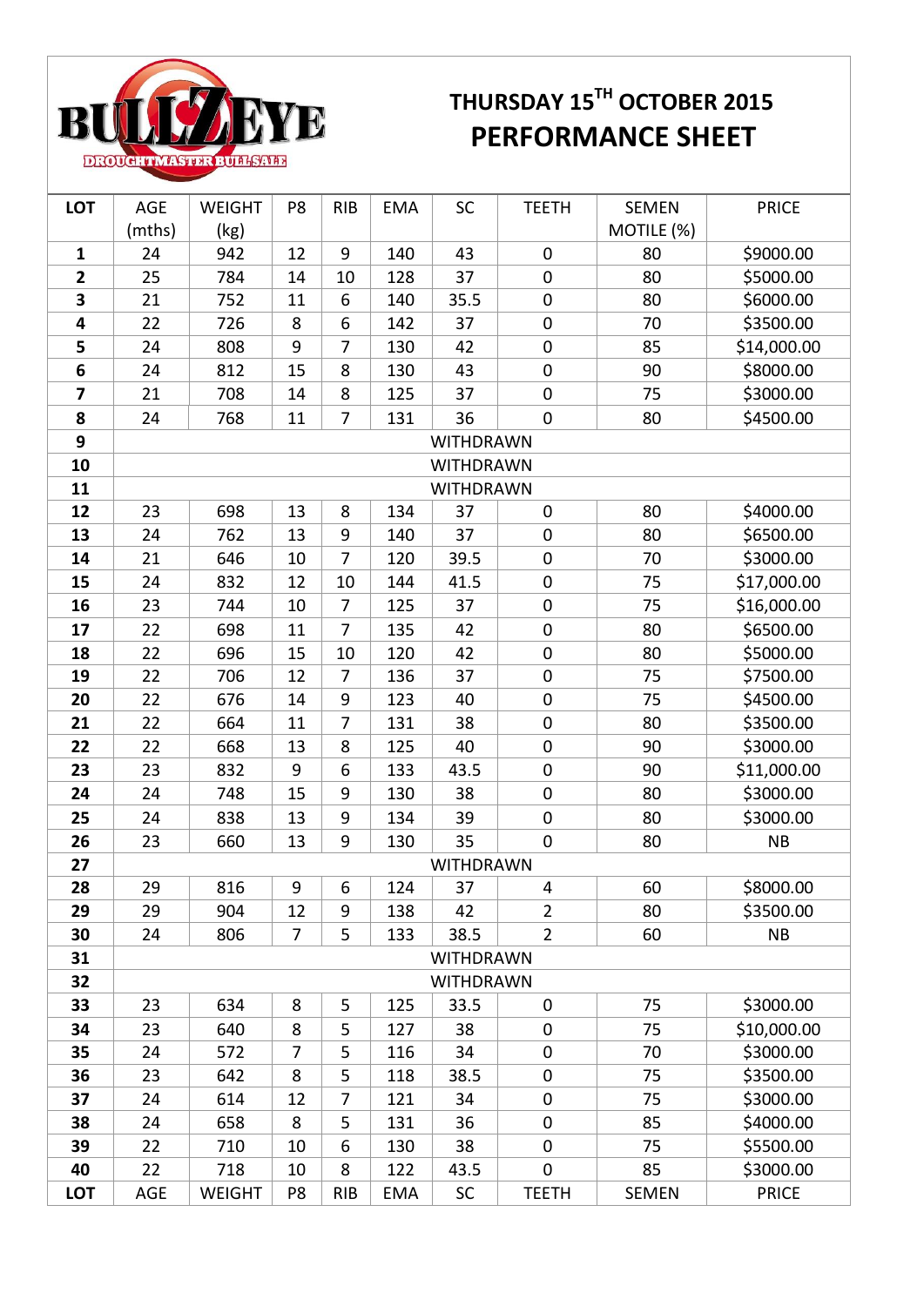# BULLZEYE DROUGHTMASTER BULL SALE

## THURSDAY 15TH OCTOBER 2015
## PERFORMANCE SHEET

| LOT | AGE (mths) | WEIGHT (kg) | P8 | RIB | EMA | SC | TEETH | SEMEN MOTILE (%) | PRICE |
|---|---|---|---|---|---|---|---|---|---|
| **1** | 24 | 942 | 12 | 9 | 140 | 43 | 0 | 80 | $9000.00 |
| **2** | 25 | 784 | 14 | 10 | 128 | 37 | 0 | 80 | $5000.00 |
| **3** | 21 | 752 | 11 | 6 | 140 | 35.5 | 0 | 80 | $6000.00 |
| **4** | 22 | 726 | 8 | 6 | 142 | 37 | 0 | 70 | $3500.00 |
| **5** | 24 | 808 | 9 | 7 | 130 | 42 | 0 | 85 | $14,000.00 |
| **6** | 24 | 812 | 15 | 8 | 130 | 43 | 0 | 90 | $8000.00 |
| **7** | 21 | 708 | 14 | 8 | 125 | 37 | 0 | 75 | $3000.00 |
| **8** | 24 | 768 | 11 | 7 | 131 | 36 | 0 | 80 | $4500.00 |
| **9** | WITHDRAWN | | | | | | | | |
| **10** | WITHDRAWN | | | | | | | | |
| **11** | WITHDRAWN | | | | | | | | |
| **12** | 23 | 698 | 13 | 8 | 134 | 37 | 0 | 80 | $4000.00 |
| **13** | 24 | 762 | 13 | 9 | 140 | 37 | 0 | 80 | $6500.00 |
| **14** | 21 | 646 | 10 | 7 | 120 | 39.5 | 0 | 70 | $3000.00 |
| **15** | 24 | 832 | 12 | 10 | 144 | 41.5 | 0 | 75 | $17,000.00 |
| **16** | 23 | 744 | 10 | 7 | 125 | 37 | 0 | 75 | $16,000.00 |
| **17** | 22 | 698 | 11 | 7 | 135 | 42 | 0 | 80 | $6500.00 |
| **18** | 22 | 696 | 15 | 10 | 120 | 42 | 0 | 80 | $5000.00 |
| **19** | 22 | 706 | 12 | 7 | 136 | 37 | 0 | 75 | $7500.00 |
| **20** | 22 | 676 | 14 | 9 | 123 | 40 | 0 | 75 | $4500.00 |
| **21** | 22 | 664 | 11 | 7 | 131 | 38 | 0 | 80 | $3500.00 |
| **22** | 22 | 668 | 13 | 8 | 125 | 40 | 0 | 90 | $3000.00 |
| **23** | 23 | 832 | 9 | 6 | 133 | 43.5 | 0 | 90 | $11,000.00 |
| **24** | 24 | 748 | 15 | 9 | 130 | 38 | 0 | 80 | $3000.00 |
| **25** | 24 | 838 | 13 | 9 | 134 | 39 | 0 | 80 | $3000.00 |
| **26** | 23 | 660 | 13 | 9 | 130 | 35 | 0 | 80 | NB |
| **27** | WITHDRAWN | | | | | | | | |
| **28** | 29 | 816 | 9 | 6 | 124 | 37 | 4 | 60 | $8000.00 |
| **29** | 29 | 904 | 12 | 9 | 138 | 42 | 2 | 80 | $3500.00 |
| **30** | 24 | 806 | 7 | 5 | 133 | 38.5 | 2 | 60 | NB |
| **31** | WITHDRAWN | | | | | | | | |
| **32** | WITHDRAWN | | | | | | | | |
| **33** | 23 | 634 | 8 | 5 | 125 | 33.5 | 0 | 75 | $3000.00 |
| **34** | 23 | 640 | 8 | 5 | 127 | 38 | 0 | 75 | $10,000.00 |
| **35** | 24 | 572 | 7 | 5 | 116 | 34 | 0 | 70 | $3000.00 |
| **36** | 23 | 642 | 8 | 5 | 118 | 38.5 | 0 | 75 | $3500.00 |
| **37** | 24 | 614 | 12 | 7 | 121 | 34 | 0 | 75 | $3000.00 |
| **38** | 24 | 658 | 8 | 5 | 131 | 36 | 0 | 85 | $4000.00 |
| **39** | 22 | 710 | 10 | 6 | 130 | 38 | 0 | 75 | $5500.00 |
| **40** | 22 | 718 | 10 | 8 | 122 | 43.5 | 0 | 85 | $3000.00 |
| **LOT** | AGE | WEIGHT | P8 | RIB | EMA | SC | TEETH | SEMEN | PRICE |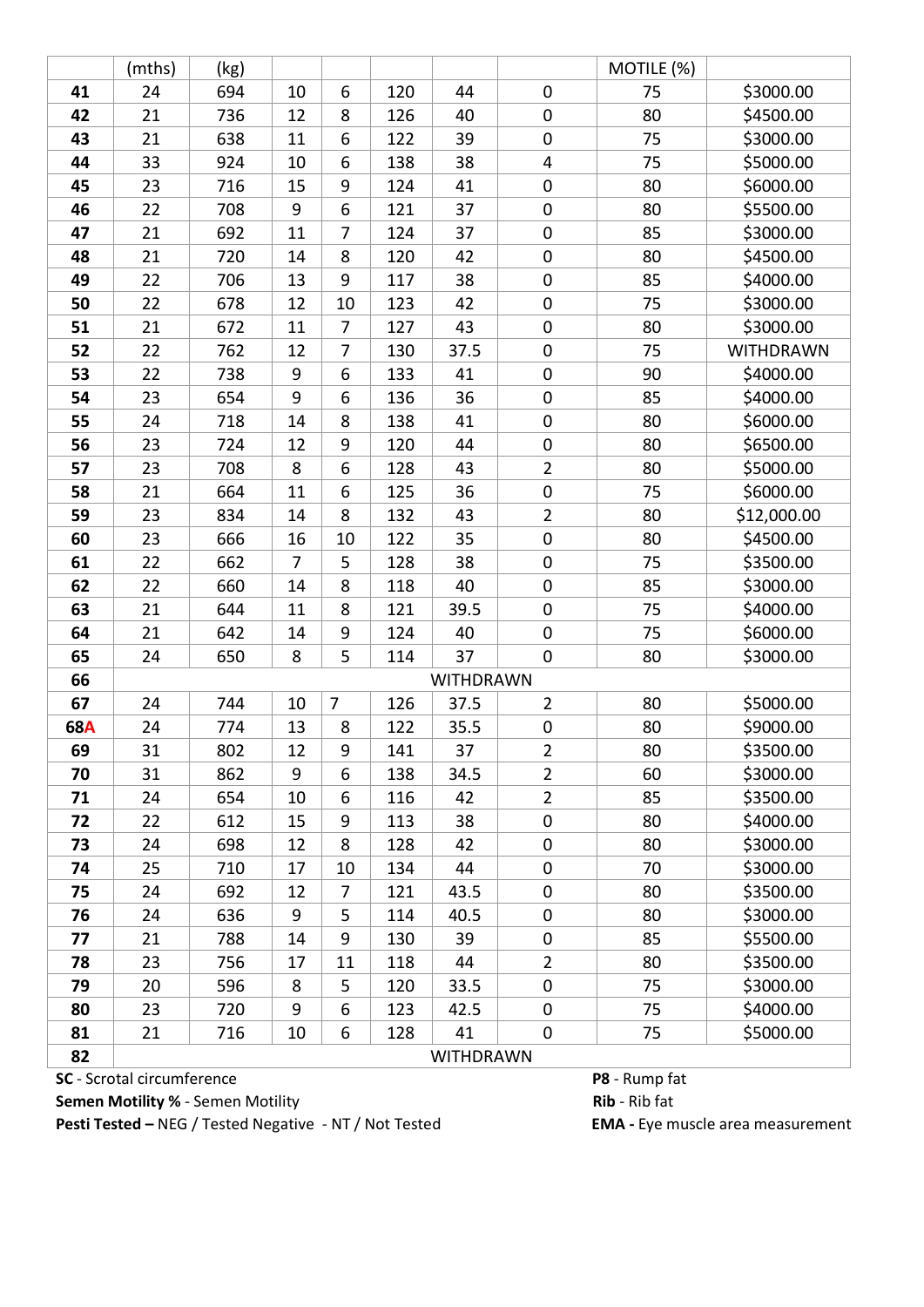| | (mths) | (kg) | | | | | | MOTILE (%) | |
|---|---|---|---|---|---|---|---|---|---|
| **41** | 24 | 694 | 10 | 6 | 120 | 44 | 0 | 75 | $3000.00 |
| **42** | 21 | 736 | 12 | 8 | 126 | 40 | 0 | 80 | $4500.00 |
| **43** | 21 | 638 | 11 | 6 | 122 | 39 | 0 | 75 | $3000.00 |
| **44** | 33 | 924 | 10 | 6 | 138 | 38 | 4 | 75 | $5000.00 |
| **45** | 23 | 716 | 15 | 9 | 124 | 41 | 0 | 80 | $6000.00 |
| **46** | 22 | 708 | 9 | 6 | 121 | 37 | 0 | 80 | $5500.00 |
| **47** | 21 | 692 | 11 | 7 | 124 | 37 | 0 | 85 | $3000.00 |
| **48** | 21 | 720 | 14 | 8 | 120 | 42 | 0 | 80 | $4500.00 |
| **49** | 22 | 706 | 13 | 9 | 117 | 38 | 0 | 85 | $4000.00 |
| **50** | 22 | 678 | 12 | 10 | 123 | 42 | 0 | 75 | $3000.00 |
| **51** | 21 | 672 | 11 | 7 | 127 | 43 | 0 | 80 | $3000.00 |
| **52** | 22 | 762 | 12 | 7 | 130 | 37.5 | 0 | 75 | WITHDRAWN |
| **53** | 22 | 738 | 9 | 6 | 133 | 41 | 0 | 90 | $4000.00 |
| **54** | 23 | 654 | 9 | 6 | 136 | 36 | 0 | 85 | $4000.00 |
| **55** | 24 | 718 | 14 | 8 | 138 | 41 | 0 | 80 | $6000.00 |
| **56** | 23 | 724 | 12 | 9 | 120 | 44 | 0 | 80 | $6500.00 |
| **57** | 23 | 708 | 8 | 6 | 128 | 43 | 2 | 80 | $5000.00 |
| **58** | 21 | 664 | 11 | 6 | 125 | 36 | 0 | 75 | $6000.00 |
| **59** | 23 | 834 | 14 | 8 | 132 | 43 | 2 | 80 | $12,000.00 |
| **60** | 23 | 666 | 16 | 10 | 122 | 35 | 0 | 80 | $4500.00 |
| **61** | 22 | 662 | 7 | 5 | 128 | 38 | 0 | 75 | $3500.00 |
| **62** | 22 | 660 | 14 | 8 | 118 | 40 | 0 | 85 | $3000.00 |
| **63** | 21 | 644 | 11 | 8 | 121 | 39.5 | 0 | 75 | $4000.00 |
| **64** | 21 | 642 | 14 | 9 | 124 | 40 | 0 | 75 | $6000.00 |
| **65** | 24 | 650 | 8 | 5 | 114 | 37 | 0 | 80 | $3000.00 |
| **66** | WITHDRAWN | | | | | | | | |
| **67** | 24 | 744 | 10 | 7 | 126 | 37.5 | 2 | 80 | $5000.00 |
| **68A** | 24 | 774 | 13 | 8 | 122 | 35.5 | 0 | 80 | $9000.00 |
| **69** | 31 | 802 | 12 | 9 | 141 | 37 | 2 | 80 | $3500.00 |
| **70** | 31 | 862 | 9 | 6 | 138 | 34.5 | 2 | 60 | $3000.00 |
| **71** | 24 | 654 | 10 | 6 | 116 | 42 | 2 | 85 | $3500.00 |
| **72** | 22 | 612 | 15 | 9 | 113 | 38 | 0 | 80 | $4000.00 |
| **73** | 24 | 698 | 12 | 8 | 128 | 42 | 0 | 80 | $3000.00 |
| **74** | 25 | 710 | 17 | 10 | 134 | 44 | 0 | 70 | $3000.00 |
| **75** | 24 | 692 | 12 | 7 | 121 | 43.5 | 0 | 80 | $3500.00 |
| **76** | 24 | 636 | 9 | 5 | 114 | 40.5 | 0 | 80 | $3000.00 |
| **77** | 21 | 788 | 14 | 9 | 130 | 39 | 0 | 85 | $5500.00 |
| **78** | 23 | 756 | 17 | 11 | 118 | 44 | 2 | 80 | $3500.00 |
| **79** | 20 | 596 | 8 | 5 | 120 | 33.5 | 0 | 75 | $3000.00 |
| **80** | 23 | 720 | 9 | 6 | 123 | 42.5 | 0 | 75 | $4000.00 |
| **81** | 21 | 716 | 10 | 6 | 128 | 41 | 0 | 75 | $5000.00 |
| **82** | WITHDRAWN | | | | | | | | |

**SC** - Scrotal circumference

**Semen Motility %** - Semen Motility

**Pesti Tested –** NEG / Tested Negative - NT / Not Tested

**P8** - Rump fat

**Rib** - Rib fat

**EMA -** Eye muscle area measurement